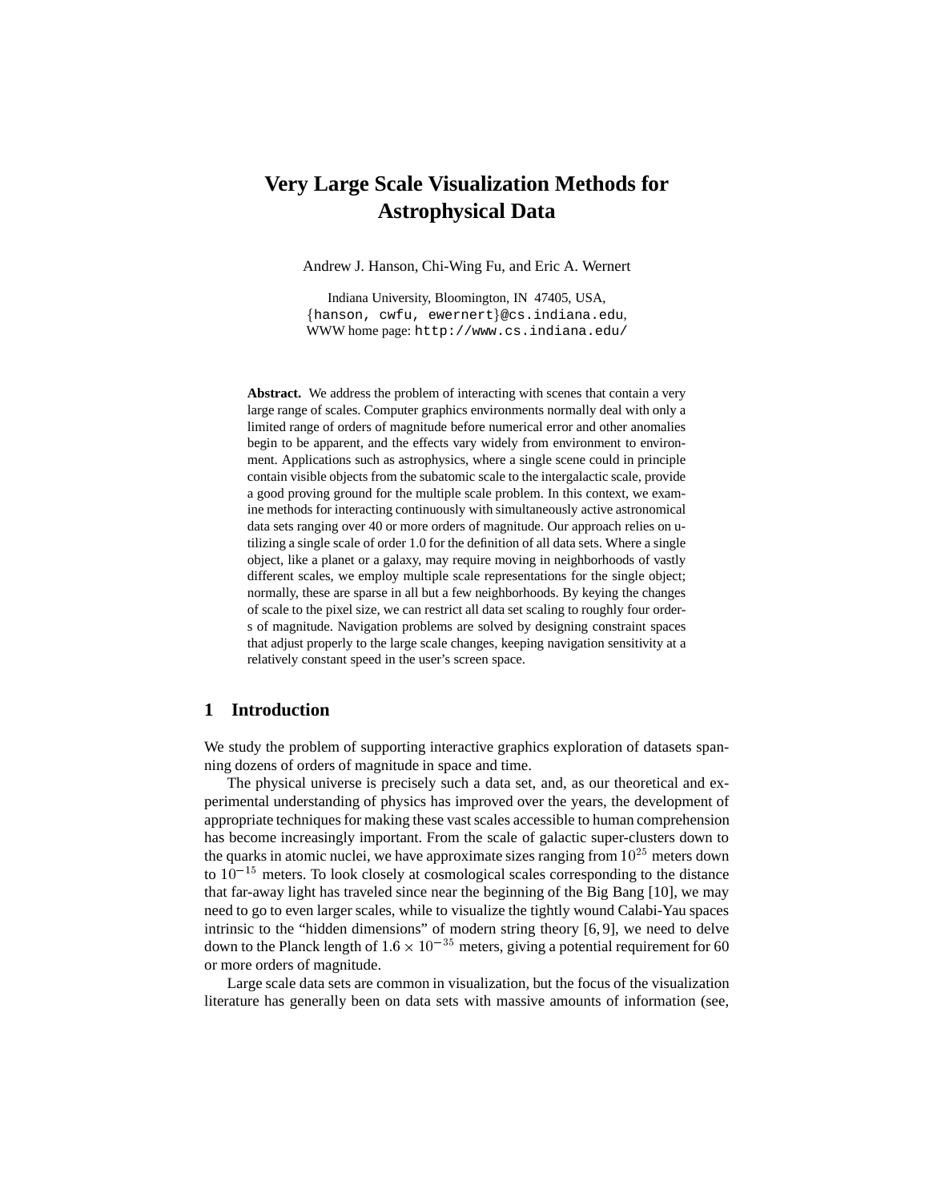# Very Large Scale Visualization Methods for Astrophysical Data

Andrew J. Hanson, Chi-Wing Fu, and Eric A. Wernert

Indiana University, Bloomington, IN 47405, USA,
{hanson, cwfu, ewernert}@cs.indiana.edu,
WWW home page: http://www.cs.indiana.edu/

**Abstract.** We address the problem of interacting with scenes that contain a very large range of scales. Computer graphics environments normally deal with only a limited range of orders of magnitude before numerical error and other anomalies begin to be apparent, and the effects vary widely from environment to environment. Applications such as astrophysics, where a single scene could in principle contain visible objects from the subatomic scale to the intergalactic scale, provide a good proving ground for the multiple scale problem. In this context, we examine methods for interacting continuously with simultaneously active astronomical data sets ranging over 40 or more orders of magnitude. Our approach relies on utilizing a single scale of order 1.0 for the definition of all data sets. Where a single object, like a planet or a galaxy, may require moving in neighborhoods of vastly different scales, we employ multiple scale representations for the single object; normally, these are sparse in all but a few neighborhoods. By keying the changes of scale to the pixel size, we can restrict all data set scaling to roughly four orders of magnitude. Navigation problems are solved by designing constraint spaces that adjust properly to the large scale changes, keeping navigation sensitivity at a relatively constant speed in the user's screen space.

## 1 Introduction

We study the problem of supporting interactive graphics exploration of datasets spanning dozens of orders of magnitude in space and time.

The physical universe is precisely such a data set, and, as our theoretical and experimental understanding of physics has improved over the years, the development of appropriate techniques for making these vast scales accessible to human comprehension has become increasingly important. From the scale of galactic super-clusters down to the quarks in atomic nuclei, we have approximate sizes ranging from $10^{25}$ meters down to $10^{-15}$ meters. To look closely at cosmological scales corresponding to the distance that far-away light has traveled since near the beginning of the Big Bang [10], we may need to go to even larger scales, while to visualize the tightly wound Calabi-Yau spaces intrinsic to the "hidden dimensions" of modern string theory [6, 9], we need to delve down to the Planck length of $1.6 \times 10^{-35}$ meters, giving a potential requirement for 60 or more orders of magnitude.

Large scale data sets are common in visualization, but the focus of the visualization literature has generally been on data sets with massive amounts of information (see,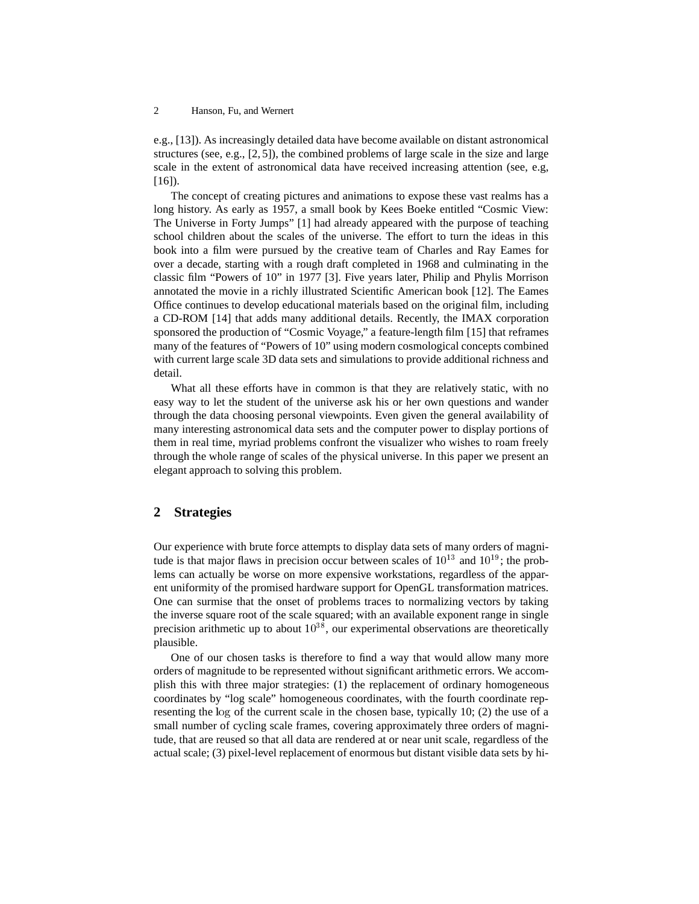e.g., [13]). As increasingly detailed data have become available on distant astronomical structures (see, e.g., [2, 5]), the combined problems of large scale in the size and large scale in the extent of astronomical data have received increasing attention (see, e.g, [16]).

The concept of creating pictures and animations to expose these vast realms has a long history. As early as 1957, a small book by Kees Boeke entitled “Cosmic View: The Universe in Forty Jumps” [1] had already appeared with the purpose of teaching school children about the scales of the universe. The effort to turn the ideas in this book into a film were pursued by the creative team of Charles and Ray Eames for over a decade, starting with a rough draft completed in 1968 and culminating in the classic film “Powers of 10” in 1977 [3]. Five years later, Philip and Phylis Morrison annotated the movie in a richly illustrated Scientific American book [12]. The Eames Office continues to develop educational materials based on the original film, including a CD-ROM [14] that adds many additional details. Recently, the IMAX corporation sponsored the production of “Cosmic Voyage,” a feature-length film [15] that reframes many of the features of “Powers of 10” using modern cosmological concepts combined with current large scale 3D data sets and simulations to provide additional richness and detail.

What all these efforts have in common is that they are relatively static, with no easy way to let the student of the universe ask his or her own questions and wander through the data choosing personal viewpoints. Even given the general availability of many interesting astronomical data sets and the computer power to display portions of them in real time, myriad problems confront the visualizer who wishes to roam freely through the whole range of scales of the physical universe. In this paper we present an elegant approach to solving this problem.

## 2 Strategies

Our experience with brute force attempts to display data sets of many orders of magnitude is that major flaws in precision occur between scales of $10^{13}$ and $10^{19}$; the problems can actually be worse on more expensive workstations, regardless of the apparent uniformity of the promised hardware support for OpenGL transformation matrices. One can surmise that the onset of problems traces to normalizing vectors by taking the inverse square root of the scale squared; with an available exponent range in single precision arithmetic up to about $10^{38}$, our experimental observations are theoretically plausible.

One of our chosen tasks is therefore to find a way that would allow many more orders of magnitude to be represented without significant arithmetic errors. We accomplish this with three major strategies: (1) the replacement of ordinary homogeneous coordinates by “log scale” homogeneous coordinates, with the fourth coordinate representing the $\log$ of the current scale in the chosen base, typically 10; (2) the use of a small number of cycling scale frames, covering approximately three orders of magnitude, that are reused so that all data are rendered at or near unit scale, regardless of the actual scale; (3) pixel-level replacement of enormous but distant visible data sets by hi-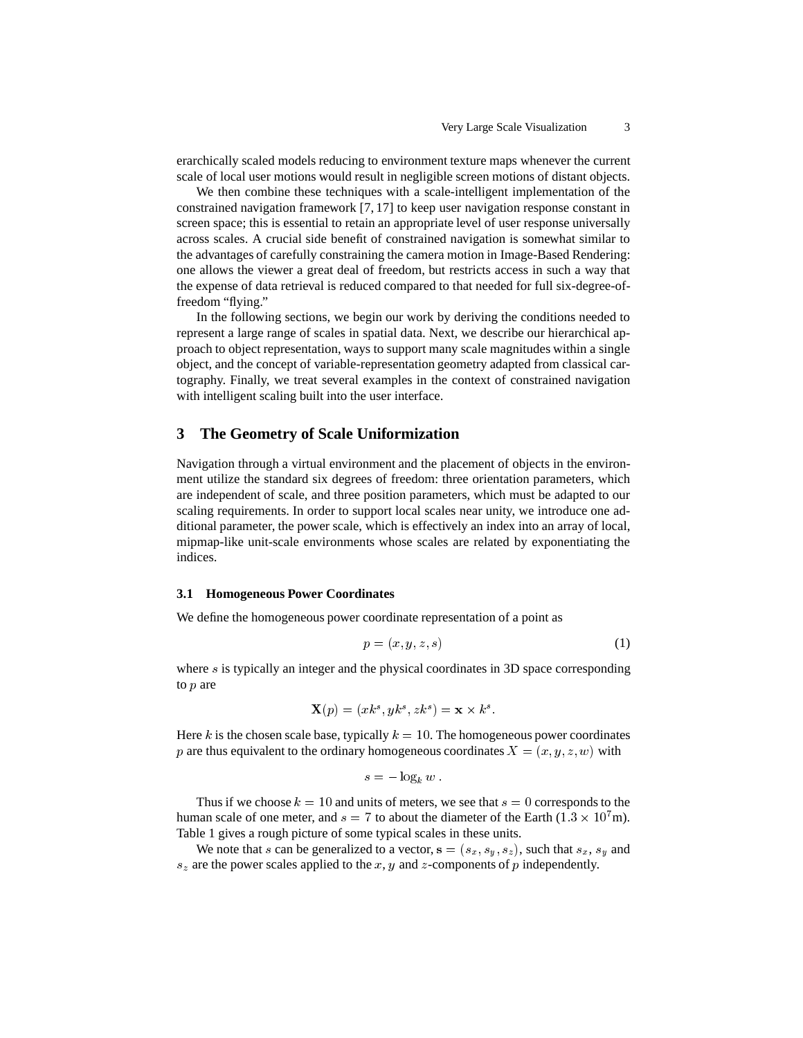erarchically scaled models reducing to environment texture maps whenever the current scale of local user motions would result in negligible screen motions of distant objects.

We then combine these techniques with a scale-intelligent implementation of the constrained navigation framework [7, 17] to keep user navigation response constant in screen space; this is essential to retain an appropriate level of user response universally across scales. A crucial side benefit of constrained navigation is somewhat similar to the advantages of carefully constraining the camera motion in Image-Based Rendering: one allows the viewer a great deal of freedom, but restricts access in such a way that the expense of data retrieval is reduced compared to that needed for full six-degree-of-freedom "flying."

In the following sections, we begin our work by deriving the conditions needed to represent a large range of scales in spatial data. Next, we describe our hierarchical approach to object representation, ways to support many scale magnitudes within a single object, and the concept of variable-representation geometry adapted from classical cartography. Finally, we treat several examples in the context of constrained navigation with intelligent scaling built into the user interface.

## 3 The Geometry of Scale Uniformization

Navigation through a virtual environment and the placement of objects in the environment utilize the standard six degrees of freedom: three orientation parameters, which are independent of scale, and three position parameters, which must be adapted to our scaling requirements. In order to support local scales near unity, we introduce one additional parameter, the power scale, which is effectively an index into an array of local, mipmap-like unit-scale environments whose scales are related by exponentiating the indices.

### 3.1 Homogeneous Power Coordinates

We define the homogeneous power coordinate representation of a point as

$$p = (x, y, z, s) \tag{1}$$

where $s$ is typically an integer and the physical coordinates in 3D space corresponding to $p$ are

$$\mathbf{X}(p) = (xk^s, yk^s, zk^s) = \mathbf{x} \times k^s .$$

Here $k$ is the chosen scale base, typically $k = 10$. The homogeneous power coordinates $p$ are thus equivalent to the ordinary homogeneous coordinates $X = (x, y, z, w)$ with

$$s = -\log_k w \; .$$

Thus if we choose $k = 10$ and units of meters, we see that $s = 0$ corresponds to the human scale of one meter, and $s = 7$ to about the diameter of the Earth ($1.3 \times 10^7$m). Table 1 gives a rough picture of some typical scales in these units.

We note that $s$ can be generalized to a vector, $\mathbf{s} = (s_x, s_y, s_z)$, such that $s_x$, $s_y$ and $s_z$ are the power scales applied to the $x$, $y$ and $z$-components of $p$ independently.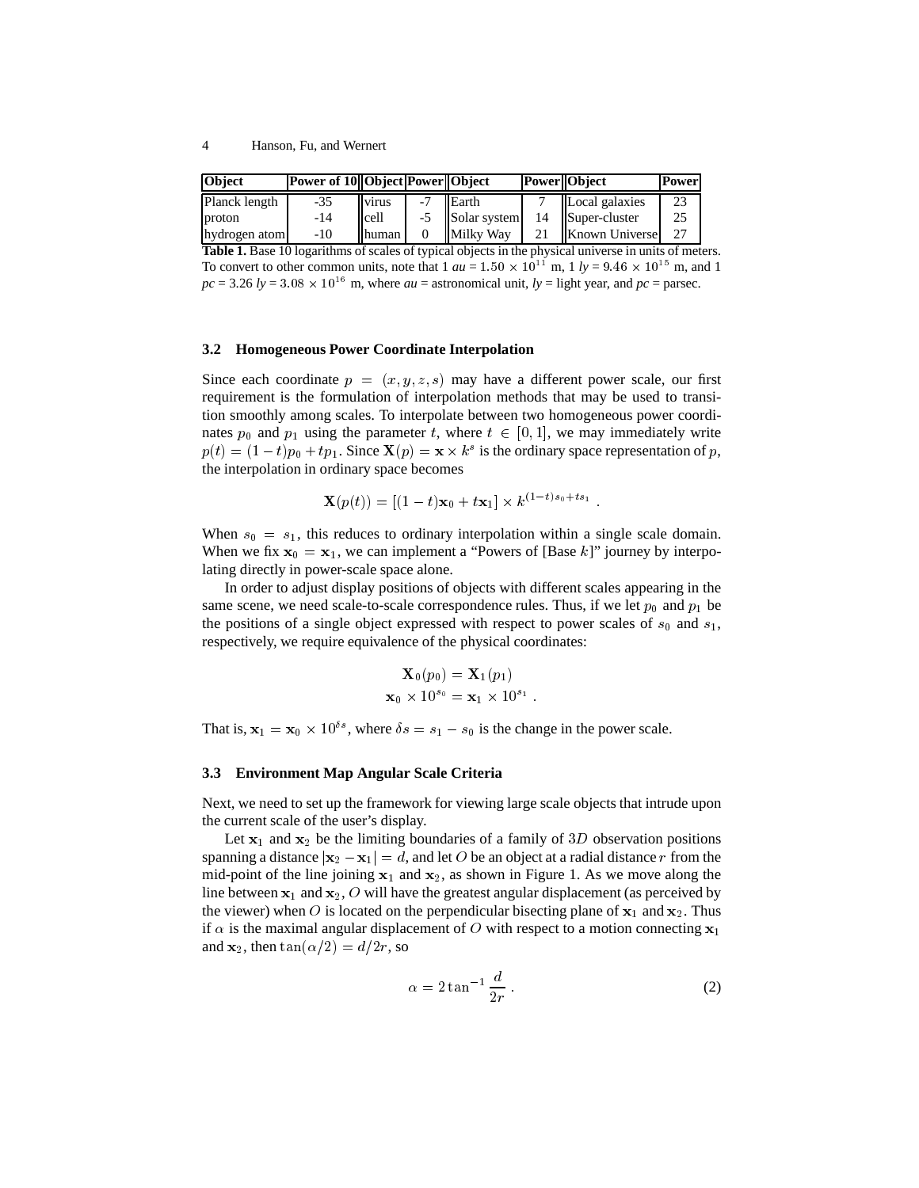| Object | Power of 10 | Object | Power | Object | Power | Object | Power |
|---|---|---|---|---|---|---|---|
| Planck length | -35 | virus | -7 | Earth | 7 | Local galaxies | 23 |
| proton | -14 | cell | -5 | Solar system | 14 | Super-cluster | 25 |
| hydrogen atom | -10 | human | 0 | Milky Way | 21 | Known Universe | 27 |

**Table 1.** Base 10 logarithms of scales of typical objects in the physical universe in units of meters. To convert to other common units, note that 1 *au* = $1.50 \times 10^{11}$ m, 1 *ly* = $9.46 \times 10^{15}$ m, and 1 *pc* = 3.26 *ly* = $3.08 \times 10^{16}$ m, where *au* = astronomical unit, *ly* = light year, and *pc* = parsec.

### 3.2 Homogeneous Power Coordinate Interpolation

Since each coordinate $p = (x, y, z, s)$ may have a different power scale, our first requirement is the formulation of interpolation methods that may be used to transition smoothly among scales. To interpolate between two homogeneous power coordinates $p_0$ and $p_1$ using the parameter $t$, where $t \in [0, 1]$, we may immediately write $p(t) = (1-t)p_0 + tp_1$. Since $\mathbf{X}(p) = \mathbf{x} \times k^s$ is the ordinary space representation of $p$, the interpolation in ordinary space becomes

$$\mathbf{X}(p(t)) = [(1-t)\mathbf{x}_0 + t\mathbf{x}_1] \times k^{(1-t)s_0 + ts_1} \ .$$

When $s_0 = s_1$, this reduces to ordinary interpolation within a single scale domain. When we fix $\mathbf{x}_0 = \mathbf{x}_1$, we can implement a "Powers of [Base $k$]" journey by interpolating directly in power-scale space alone.

In order to adjust display positions of objects with different scales appearing in the same scene, we need scale-to-scale correspondence rules. Thus, if we let $p_0$ and $p_1$ be the positions of a single object expressed with respect to power scales of $s_0$ and $s_1$, respectively, we require equivalence of the physical coordinates:

$$\begin{aligned} \mathbf{X}_0(p_0) &= \mathbf{X}_1(p_1) \\ \mathbf{x}_0 \times 10^{s_0} &= \mathbf{x}_1 \times 10^{s_1} \ . \end{aligned}$$

That is, $\mathbf{x}_1 = \mathbf{x}_0 \times 10^{\delta s}$, where $\delta s = s_1 - s_0$ is the change in the power scale.

### 3.3 Environment Map Angular Scale Criteria

Next, we need to set up the framework for viewing large scale objects that intrude upon the current scale of the user's display.

Let $\mathbf{x}_1$ and $\mathbf{x}_2$ be the limiting boundaries of a family of $3D$ observation positions spanning a distance $|\mathbf{x}_2 - \mathbf{x}_1| = d$, and let $O$ be an object at a radial distance $r$ from the mid-point of the line joining $\mathbf{x}_1$ and $\mathbf{x}_2$, as shown in Figure 1. As we move along the line between $\mathbf{x}_1$ and $\mathbf{x}_2$, $O$ will have the greatest angular displacement (as perceived by the viewer) when $O$ is located on the perpendicular bisecting plane of $\mathbf{x}_1$ and $\mathbf{x}_2$. Thus if $\alpha$ is the maximal angular displacement of $O$ with respect to a motion connecting $\mathbf{x}_1$ and $\mathbf{x}_2$, then $\tan(\alpha/2) = d/2r$, so

$$\alpha = 2 \tan^{-1} \frac{d}{2r} \ . \tag{2}$$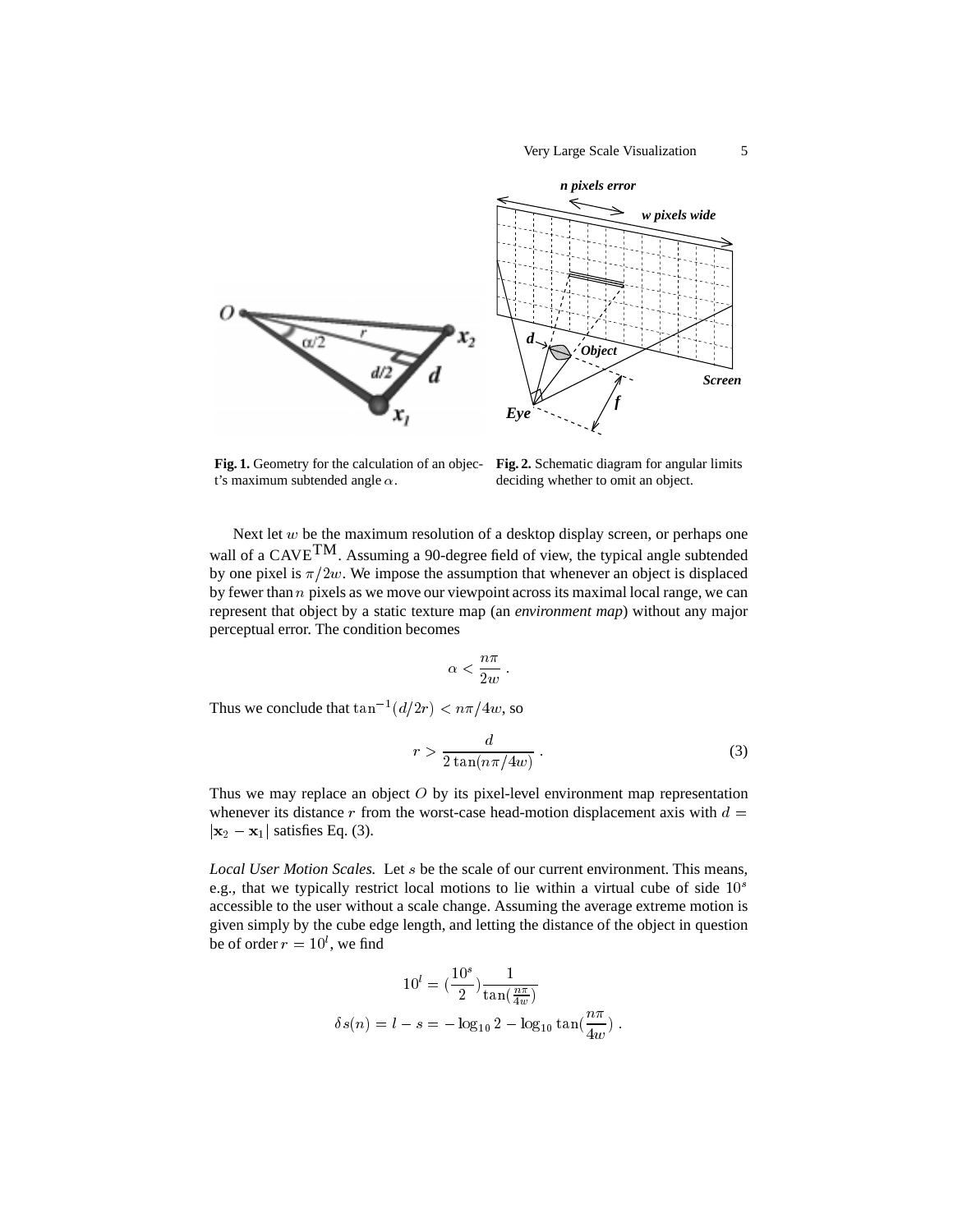**Fig. 1.** Geometry for the calculation of an object's maximum subtended angle $\alpha$.

**Fig. 2.** Schematic diagram for angular limits deciding whether to omit an object.

Next let $w$ be the maximum resolution of a desktop display screen, or perhaps one wall of a CAVE$^{\text{TM}}$. Assuming a 90-degree field of view, the typical angle subtended by one pixel is $\pi/2w$. We impose the assumption that whenever an object is displaced by fewer than $n$ pixels as we move our viewpoint across its maximal local range, we can represent that object by a static texture map (an *environment map*) without any major perceptual error. The condition becomes

$$\alpha < \frac{n\pi}{2w} \, .$$

Thus we conclude that $\tan^{-1}(d/2r) < n\pi/4w$, so

$$r > \frac{d}{2\tan(n\pi/4w)} \, . \tag{3}$$

Thus we may replace an object $O$ by its pixel-level environment map representation whenever its distance $r$ from the worst-case head-motion displacement axis with $d = |\mathbf{x}_2 - \mathbf{x}_1|$ satisfies Eq. (3).

*Local User Motion Scales.* Let $s$ be the scale of our current environment. This means, e.g., that we typically restrict local motions to lie within a virtual cube of side $10^s$ accessible to the user without a scale change. Assuming the average extreme motion is given simply by the cube edge length, and letting the distance of the object in question be of order $r = 10^l$, we find

$$10^l = (\frac{10^s}{2})\frac{1}{\tan(\frac{n\pi}{4w})}$$

$$\delta s(n) = l - s = -\log_{10} 2 - \log_{10} \tan(\frac{n\pi}{4w}) \, .$$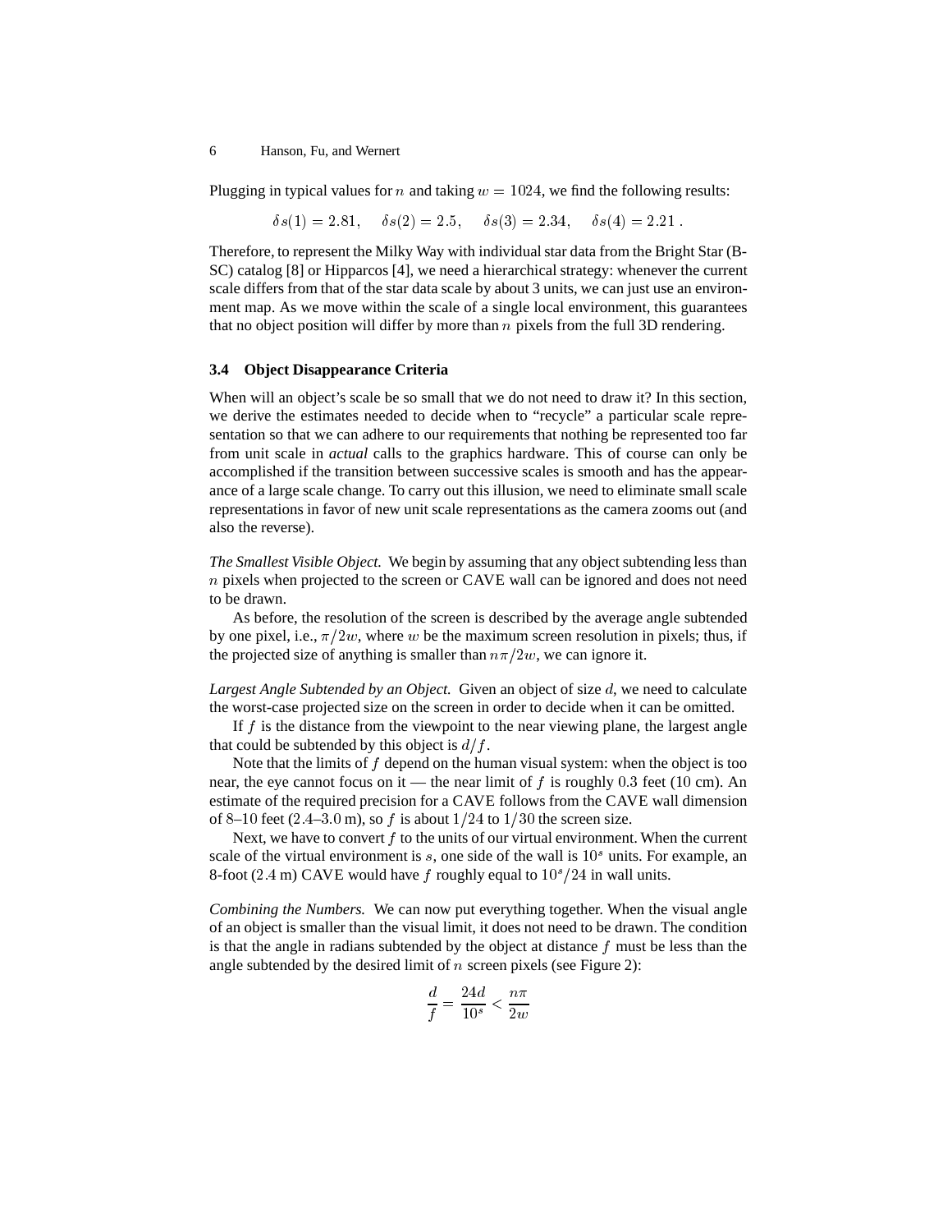Plugging in typical values for $n$ and taking $w = 1024$, we find the following results:

$$\delta s(1) = 2.81, \quad \delta s(2) = 2.5, \quad \delta s(3) = 2.34, \quad \delta s(4) = 2.21 \, .$$

Therefore, to represent the Milky Way with individual star data from the Bright Star (BSC) catalog [8] or Hipparcos [4], we need a hierarchical strategy: whenever the current scale differs from that of the star data scale by about 3 units, we can just use an environment map. As we move within the scale of a single local environment, this guarantees that no object position will differ by more than $n$ pixels from the full 3D rendering.

### 3.4 Object Disappearance Criteria

When will an object's scale be so small that we do not need to draw it? In this section, we derive the estimates needed to decide when to "recycle" a particular scale representation so that we can adhere to our requirements that nothing be represented too far from unit scale in *actual* calls to the graphics hardware. This of course can only be accomplished if the transition between successive scales is smooth and has the appearance of a large scale change. To carry out this illusion, we need to eliminate small scale representations in favor of new unit scale representations as the camera zooms out (and also the reverse).

*The Smallest Visible Object.* We begin by assuming that any object subtending less than $n$ pixels when projected to the screen or CAVE wall can be ignored and does not need to be drawn.

As before, the resolution of the screen is described by the average angle subtended by one pixel, i.e., $\pi/2w$, where $w$ be the maximum screen resolution in pixels; thus, if the projected size of anything is smaller than $n\pi/2w$, we can ignore it.

*Largest Angle Subtended by an Object.* Given an object of size $d$, we need to calculate the worst-case projected size on the screen in order to decide when it can be omitted.

If $f$ is the distance from the viewpoint to the near viewing plane, the largest angle that could be subtended by this object is $d/f$.

Note that the limits of $f$ depend on the human visual system: when the object is too near, the eye cannot focus on it — the near limit of $f$ is roughly $0.3$ feet ($10$ cm). An estimate of the required precision for a CAVE follows from the CAVE wall dimension of $8$–$10$ feet ($2.4$–$3.0$ m), so $f$ is about $1/24$ to $1/30$ the screen size.

Next, we have to convert $f$ to the units of our virtual environment. When the current scale of the virtual environment is $s$, one side of the wall is $10^s$ units. For example, an 8-foot ($2.4$ m) CAVE would have $f$ roughly equal to $10^s/24$ in wall units.

*Combining the Numbers.* We can now put everything together. When the visual angle of an object is smaller than the visual limit, it does not need to be drawn. The condition is that the angle in radians subtended by the object at distance $f$ must be less than the angle subtended by the desired limit of $n$ screen pixels (see Figure 2):

$$\frac{d}{f} = \frac{24d}{10^s} < \frac{n\pi}{2w}$$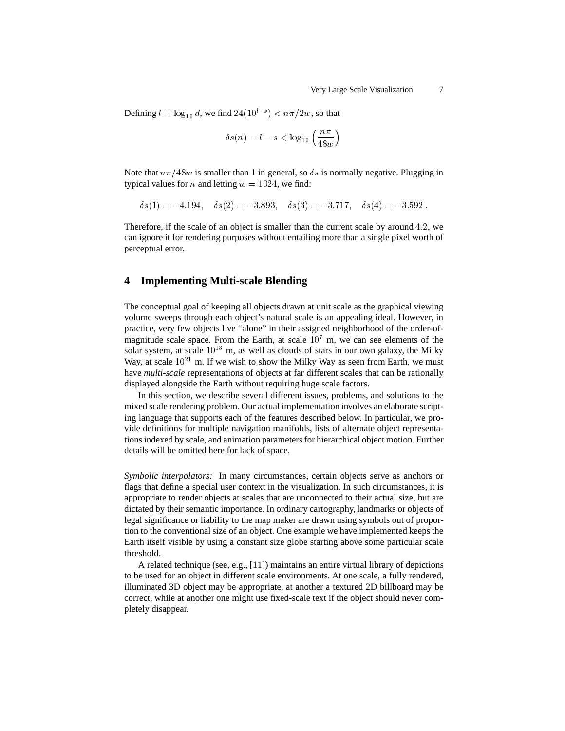Defining $l = \log_{10} d$, we find $24(10^{l-s}) < n\pi/2w$, so that

$$\delta s(n) = l - s < \log_{10}\left(\frac{n\pi}{48w}\right)$$

Note that $n\pi/48w$ is smaller than 1 in general, so $\delta s$ is normally negative. Plugging in typical values for $n$ and letting $w = 1024$, we find:

$$\delta s(1) = -4.194, \quad \delta s(2) = -3.893, \quad \delta s(3) = -3.717, \quad \delta s(4) = -3.592\ .$$

Therefore, if the scale of an object is smaller than the current scale by around $4.2$, we can ignore it for rendering purposes without entailing more than a single pixel worth of perceptual error.

## 4 Implementing Multi-scale Blending

The conceptual goal of keeping all objects drawn at unit scale as the graphical viewing volume sweeps through each object's natural scale is an appealing ideal. However, in practice, very few objects live "alone" in their assigned neighborhood of the order-of-magnitude scale space. From the Earth, at scale $10^7$ m, we can see elements of the solar system, at scale $10^{13}$ m, as well as clouds of stars in our own galaxy, the Milky Way, at scale $10^{21}$ m. If we wish to show the Milky Way as seen from Earth, we must have *multi-scale* representations of objects at far different scales that can be rationally displayed alongside the Earth without requiring huge scale factors.

In this section, we describe several different issues, problems, and solutions to the mixed scale rendering problem. Our actual implementation involves an elaborate scripting language that supports each of the features described below. In particular, we provide definitions for multiple navigation manifolds, lists of alternate object representations indexed by scale, and animation parameters for hierarchical object motion. Further details will be omitted here for lack of space.

*Symbolic interpolators:* In many circumstances, certain objects serve as anchors or flags that define a special user context in the visualization. In such circumstances, it is appropriate to render objects at scales that are unconnected to their actual size, but are dictated by their semantic importance. In ordinary cartography, landmarks or objects of legal significance or liability to the map maker are drawn using symbols out of proportion to the conventional size of an object. One example we have implemented keeps the Earth itself visible by using a constant size globe starting above some particular scale threshold.

A related technique (see, e.g., [11]) maintains an entire virtual library of depictions to be used for an object in different scale environments. At one scale, a fully rendered, illuminated 3D object may be appropriate, at another a textured 2D billboard may be correct, while at another one might use fixed-scale text if the object should never completely disappear.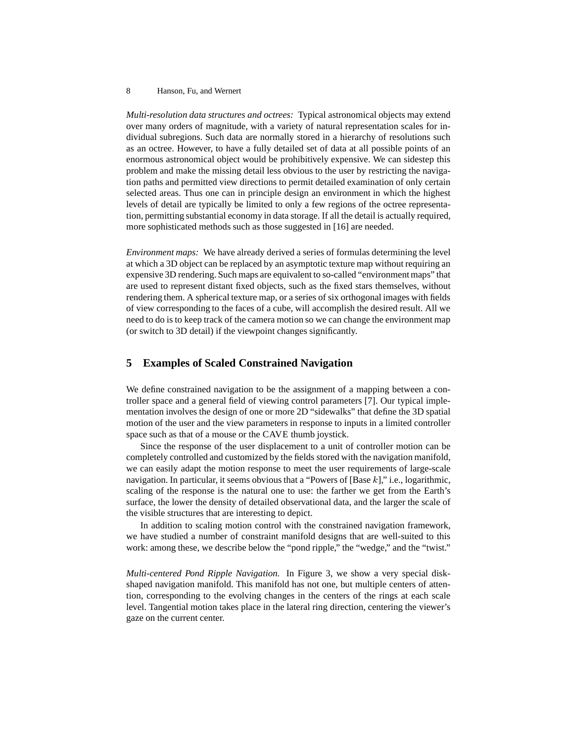*Multi-resolution data structures and octrees:* Typical astronomical objects may extend over many orders of magnitude, with a variety of natural representation scales for individual subregions. Such data are normally stored in a hierarchy of resolutions such as an octree. However, to have a fully detailed set of data at all possible points of an enormous astronomical object would be prohibitively expensive. We can sidestep this problem and make the missing detail less obvious to the user by restricting the navigation paths and permitted view directions to permit detailed examination of only certain selected areas. Thus one can in principle design an environment in which the highest levels of detail are typically be limited to only a few regions of the octree representation, permitting substantial economy in data storage. If all the detail is actually required, more sophisticated methods such as those suggested in [16] are needed.

*Environment maps:* We have already derived a series of formulas determining the level at which a 3D object can be replaced by an asymptotic texture map without requiring an expensive 3D rendering. Such maps are equivalent to so-called "environment maps" that are used to represent distant fixed objects, such as the fixed stars themselves, without rendering them. A spherical texture map, or a series of six orthogonal images with fields of view corresponding to the faces of a cube, will accomplish the desired result. All we need to do is to keep track of the camera motion so we can change the environment map (or switch to 3D detail) if the viewpoint changes significantly.

## 5 Examples of Scaled Constrained Navigation

We define constrained navigation to be the assignment of a mapping between a controller space and a general field of viewing control parameters [7]. Our typical implementation involves the design of one or more 2D "sidewalks" that define the 3D spatial motion of the user and the view parameters in response to inputs in a limited controller space such as that of a mouse or the CAVE thumb joystick.

Since the response of the user displacement to a unit of controller motion can be completely controlled and customized by the fields stored with the navigation manifold, we can easily adapt the motion response to meet the user requirements of large-scale navigation. In particular, it seems obvious that a "Powers of [Base $k$]," i.e., logarithmic, scaling of the response is the natural one to use: the farther we get from the Earth's surface, the lower the density of detailed observational data, and the larger the scale of the visible structures that are interesting to depict.

In addition to scaling motion control with the constrained navigation framework, we have studied a number of constraint manifold designs that are well-suited to this work: among these, we describe below the "pond ripple," the "wedge," and the "twist."

*Multi-centered Pond Ripple Navigation.* In Figure 3, we show a very special disk-shaped navigation manifold. This manifold has not one, but multiple centers of attention, corresponding to the evolving changes in the centers of the rings at each scale level. Tangential motion takes place in the lateral ring direction, centering the viewer's gaze on the current center.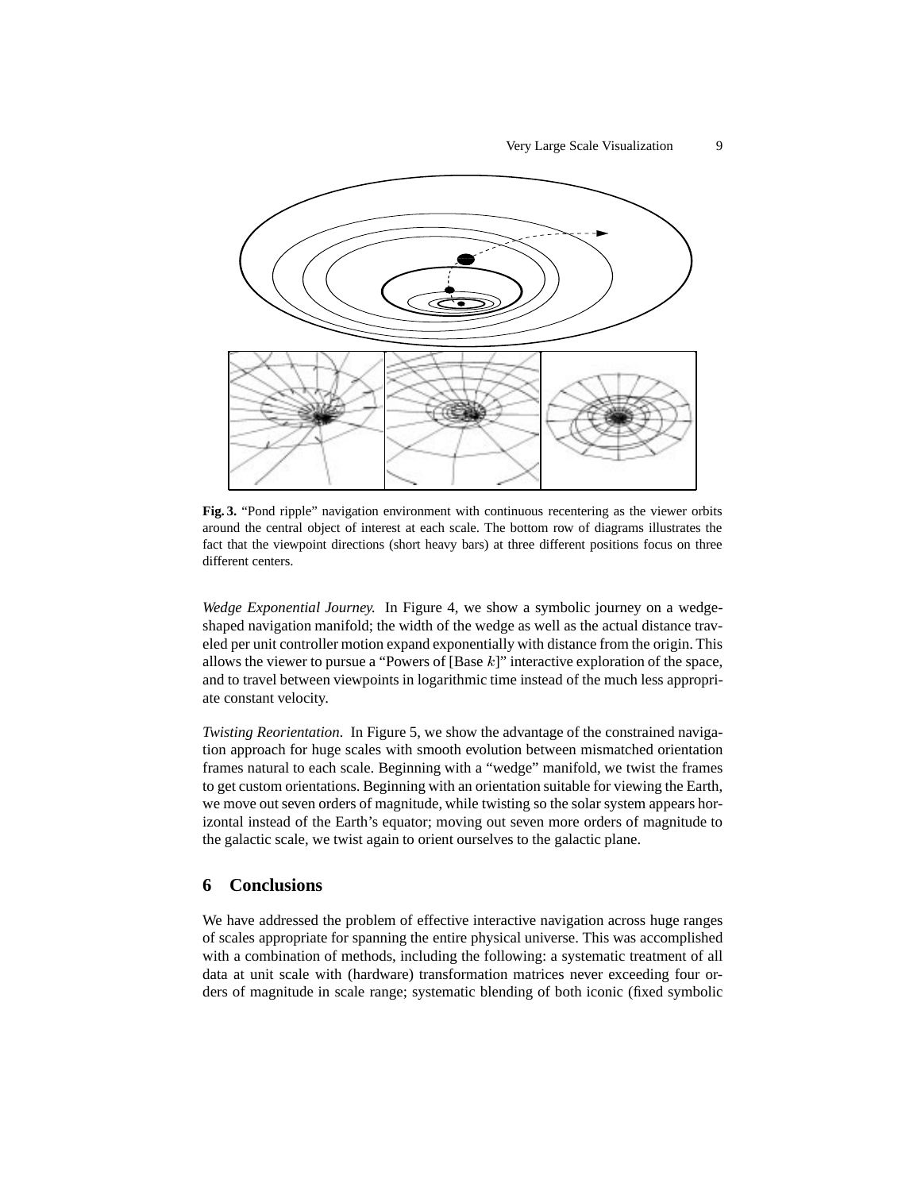**Fig. 3.** "Pond ripple" navigation environment with continuous recentering as the viewer orbits around the central object of interest at each scale. The bottom row of diagrams illustrates the fact that the viewpoint directions (short heavy bars) at three different positions focus on three different centers.

*Wedge Exponential Journey.* In Figure 4, we show a symbolic journey on a wedge-shaped navigation manifold; the width of the wedge as well as the actual distance traveled per unit controller motion expand exponentially with distance from the origin. This allows the viewer to pursue a "Powers of [Base $k$]" interactive exploration of the space, and to travel between viewpoints in logarithmic time instead of the much less appropriate constant velocity.

*Twisting Reorientation.* In Figure 5, we show the advantage of the constrained navigation approach for huge scales with smooth evolution between mismatched orientation frames natural to each scale. Beginning with a "wedge" manifold, we twist the frames to get custom orientations. Beginning with an orientation suitable for viewing the Earth, we move out seven orders of magnitude, while twisting so the solar system appears horizontal instead of the Earth's equator; moving out seven more orders of magnitude to the galactic scale, we twist again to orient ourselves to the galactic plane.

## 6 Conclusions

We have addressed the problem of effective interactive navigation across huge ranges of scales appropriate for spanning the entire physical universe. This was accomplished with a combination of methods, including the following: a systematic treatment of all data at unit scale with (hardware) transformation matrices never exceeding four orders of magnitude in scale range; systematic blending of both iconic (fixed symbolic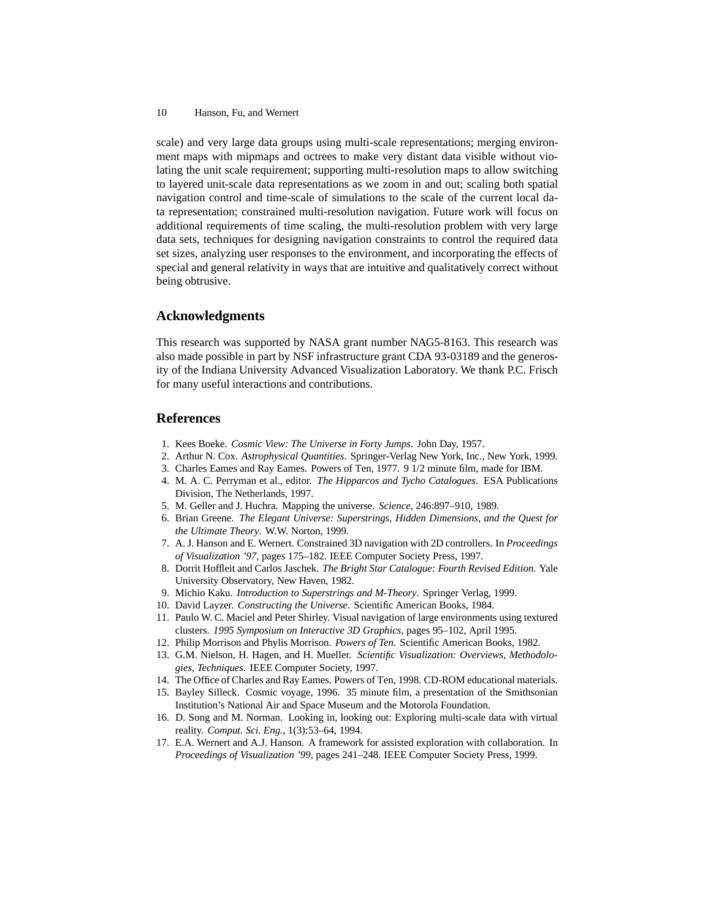scale) and very large data groups using multi-scale representations; merging environment maps with mipmaps and octrees to make very distant data visible without violating the unit scale requirement; supporting multi-resolution maps to allow switching to layered unit-scale data representations as we zoom in and out; scaling both spatial navigation control and time-scale of simulations to the scale of the current local data representation; constrained multi-resolution navigation. Future work will focus on additional requirements of time scaling, the multi-resolution problem with very large data sets, techniques for designing navigation constraints to control the required data set sizes, analyzing user responses to the environment, and incorporating the effects of special and general relativity in ways that are intuitive and qualitatively correct without being obtrusive.

## Acknowledgments

This research was supported by NASA grant number NAG5-8163. This research was also made possible in part by NSF infrastructure grant CDA 93-03189 and the generosity of the Indiana University Advanced Visualization Laboratory. We thank P.C. Frisch for many useful interactions and contributions.

## References

1. Kees Boeke. *Cosmic View: The Universe in Forty Jumps*. John Day, 1957.
2. Arthur N. Cox. *Astrophysical Quantities*. Springer-Verlag New York, Inc., New York, 1999.
3. Charles Eames and Ray Eames. Powers of Ten, 1977. 9 1/2 minute film, made for IBM.
4. M. A. C. Perryman et al., editor. *The Hipparcos and Tycho Catalogues*. ESA Publications Division, The Netherlands, 1997.
5. M. Geller and J. Huchra. Mapping the universe. *Science*, 246:897–910, 1989.
6. Brian Greene. *The Elegant Universe: Superstrings, Hidden Dimensions, and the Quest for the Ultimate Theory*. W.W. Norton, 1999.
7. A. J. Hanson and E. Wernert. Constrained 3D navigation with 2D controllers. In *Proceedings of Visualization '97*, pages 175–182. IEEE Computer Society Press, 1997.
8. Dorrit Hoffleit and Carlos Jaschek. *The Bright Star Catalogue: Fourth Revised Edition*. Yale University Observatory, New Haven, 1982.
9. Michio Kaku. *Introduction to Superstrings and M-Theory*. Springer Verlag, 1999.
10. David Layzer. *Constructing the Universe*. Scientific American Books, 1984.
11. Paulo W. C. Maciel and Peter Shirley. Visual navigation of large environments using textured clusters. *1995 Symposium on Interactive 3D Graphics*, pages 95–102, April 1995.
12. Philip Morrison and Phylis Morrison. *Powers of Ten*. Scientific American Books, 1982.
13. G.M. Nielson, H. Hagen, and H. Mueller. *Scientific Visualization: Overviews, Methodologies, Techniques*. IEEE Computer Society, 1997.
14. The Office of Charles and Ray Eames. Powers of Ten, 1998. CD-ROM educational materials.
15. Bayley Silleck. Cosmic voyage, 1996. 35 minute film, a presentation of the Smithsonian Institution's National Air and Space Museum and the Motorola Foundation.
16. D. Song and M. Norman. Looking in, looking out: Exploring multi-scale data with virtual reality. *Comput. Sci. Eng.*, 1(3):53–64, 1994.
17. E.A. Wernert and A.J. Hanson. A framework for assisted exploration with collaboration. In *Proceedings of Visualization '99*, pages 241–248. IEEE Computer Society Press, 1999.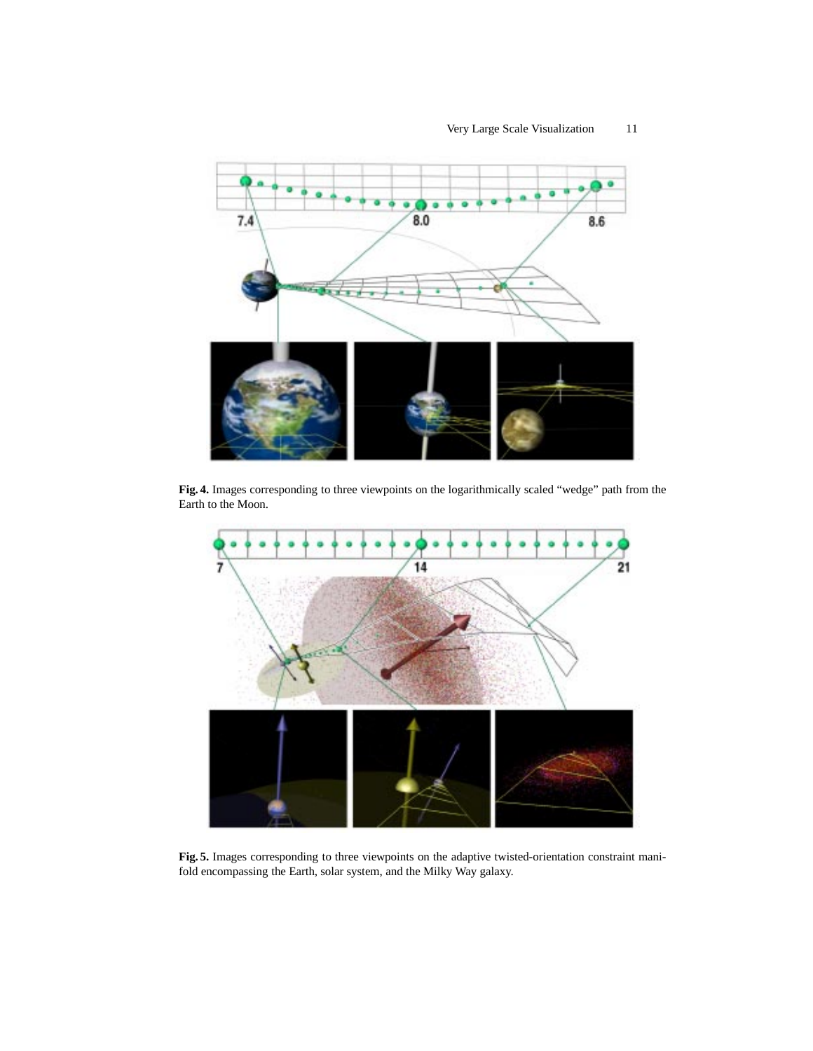7.4

8.0

8.6

**Fig. 4.** Images corresponding to three viewpoints on the logarithmically scaled “wedge” path from the Earth to the Moon.

7

14

21

**Fig. 5.** Images corresponding to three viewpoints on the adaptive twisted-orientation constraint manifold encompassing the Earth, solar system, and the Milky Way galaxy.